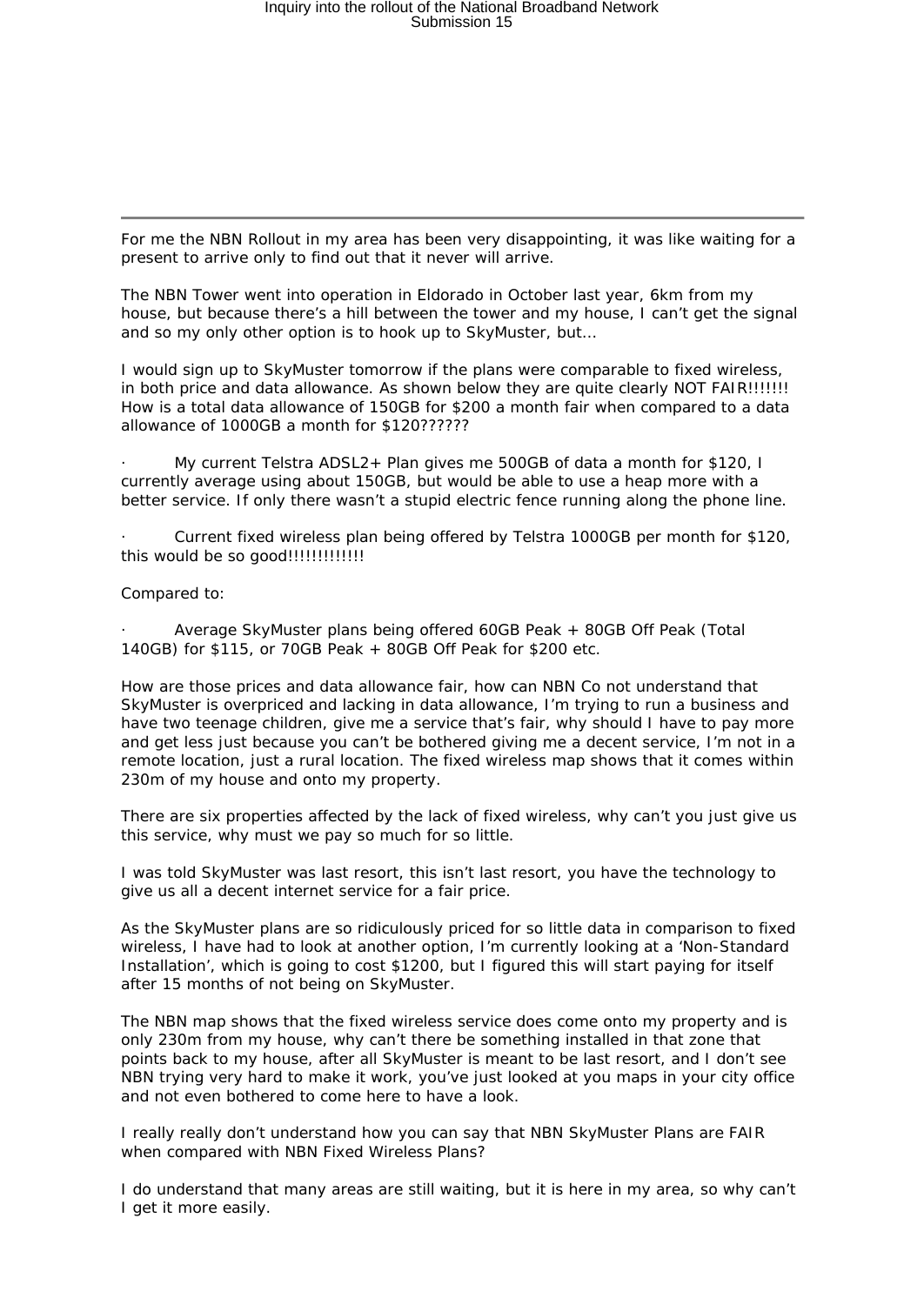For me the NBN Rollout in my area has been very disappointing, it was like waiting for a present to arrive only to find out that it never will arrive.

The NBN Tower went into operation in Eldorado in October last year, 6km from my house, but because there's a hill between the tower and my house, I can't get the signal and so my only other option is to hook up to SkyMuster, but…

I would sign up to SkyMuster tomorrow if the plans were comparable to fixed wireless, in both price and data allowance. As shown below they are quite clearly NOT FAIR!!!!!!! How is a total data allowance of 150GB for $200 a month fair when compared to a data allowance of 1000GB a month for $120??????

- My current Telstra ADSL2+ Plan gives me 500GB of data a month for $120, I currently average using about 150GB, but would be able to use a heap more with a better service. If only there wasn't a stupid electric fence running along the phone line.

- Current fixed wireless plan being offered by Telstra 1000GB per month for $120, this would be so good!!!!!!!!!!!!

Compared to:

- Average SkyMuster plans being offered 60GB Peak + 80GB Off Peak (Total 140GB) for $115, or 70GB Peak + 80GB Off Peak for $200 etc.

How are those prices and data allowance fair, how can NBN Co not understand that SkyMuster is overpriced and lacking in data allowance, I'm trying to run a business and have two teenage children, give me a service that's fair, why should I have to pay more and get less just because you can't be bothered giving me a decent service, I'm not in a remote location, just a rural location. The fixed wireless map shows that it comes within 230m of my house and onto my property.

There are six properties affected by the lack of fixed wireless, why can't you just give us this service, why must we pay so much for so little.

I was told SkyMuster was last resort, this isn't last resort, you have the technology to give us all a decent internet service for a fair price.

As the SkyMuster plans are so ridiculously priced for so little data in comparison to fixed wireless, I have had to look at another option, I'm currently looking at a 'Non-Standard Installation', which is going to cost $1200, but I figured this will start paying for itself after 15 months of not being on SkyMuster.

The NBN map shows that the fixed wireless service does come onto my property and is only 230m from my house, why can't there be something installed in that zone that points back to my house, after all SkyMuster is meant to be last resort, and I don't see NBN trying very hard to make it work, you've just looked at you maps in your city office and not even bothered to come here to have a look.

I really really don't understand how you can say that NBN SkyMuster Plans are FAIR when compared with NBN Fixed Wireless Plans?

I do understand that many areas are still waiting, but it is here in my area, so why can't I get it more easily.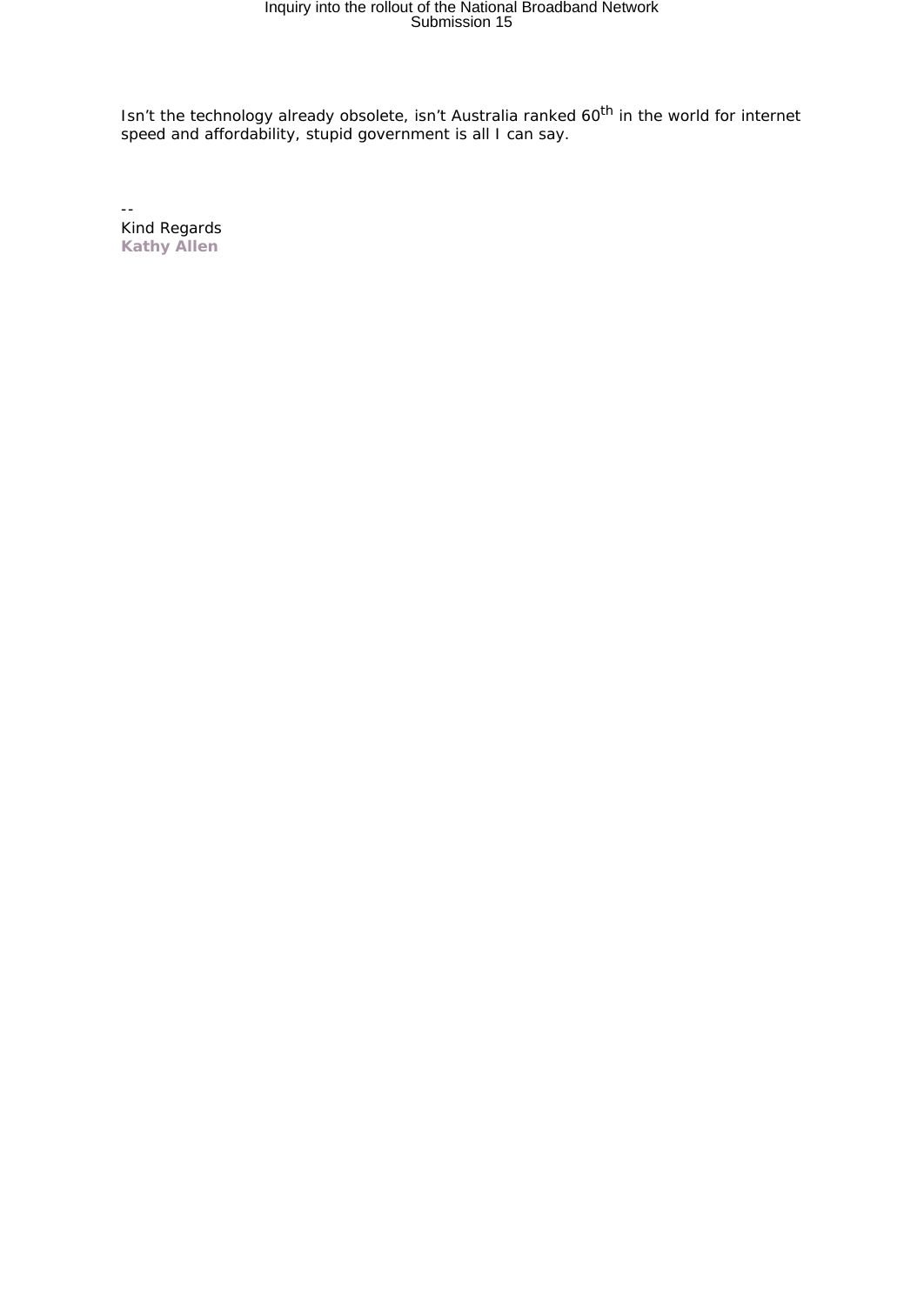Isn't the technology already obsolete, isn't Australia ranked 60th in the world for internet speed and affordability, stupid government is all I can say.

--
Kind Regards
**Kathy Allen**